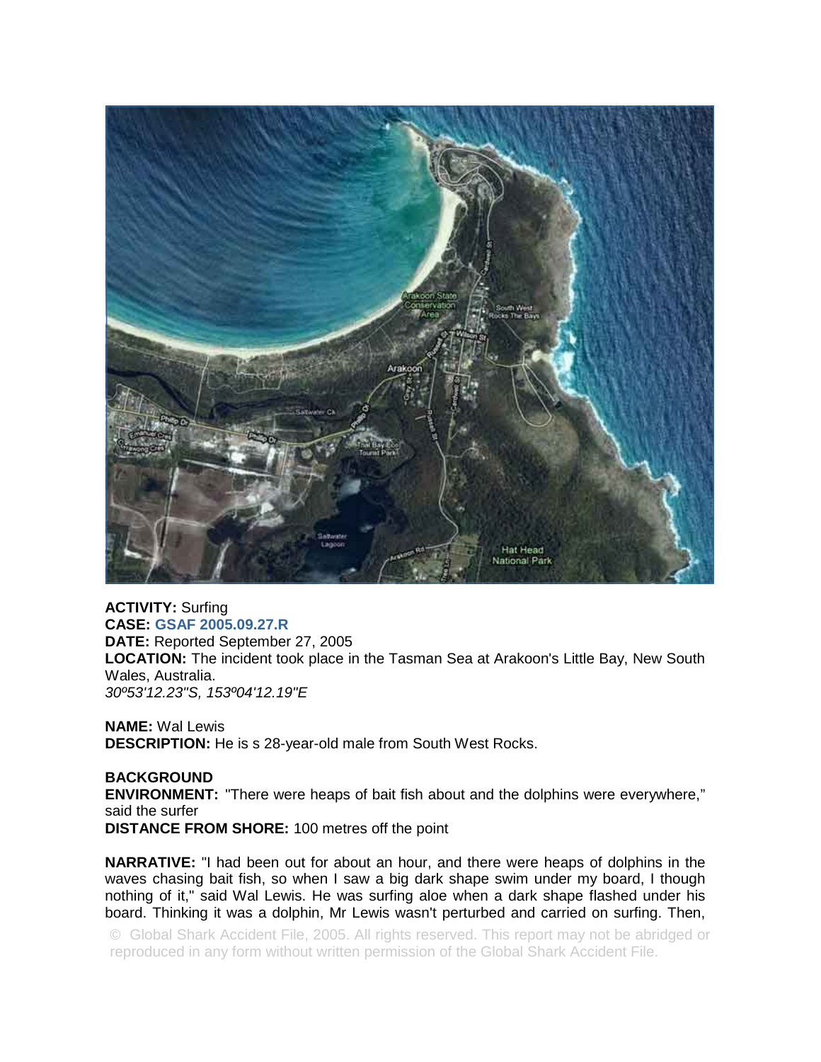**ACTIVITY:** Surfing
**CASE:** **GSAF 2005.09.27.R**
**DATE:** Reported September 27, 2005
**LOCATION:** The incident took place in the Tasman Sea at Arakoon's Little Bay, New South Wales, Australia.
*30º53'12.23"S, 153º04'12.19"E*

**NAME:** Wal Lewis
**DESCRIPTION:** He is s 28-year-old male from South West Rocks.

**BACKGROUND**
**ENVIRONMENT:** "There were heaps of bait fish about and the dolphins were everywhere," said the surfer
**DISTANCE FROM SHORE:** 100 metres off the point

**NARRATIVE:** "I had been out for about an hour, and there were heaps of dolphins in the waves chasing bait fish, so when I saw a big dark shape swim under my board, I though nothing of it," said Wal Lewis. He was surfing aloe when a dark shape flashed under his board. Thinking it was a dolphin, Mr Lewis wasn't perturbed and carried on surfing. Then,

© Global Shark Accident File, 2005. All rights reserved. This report may not be abridged or reproduced in any form without written permission of the Global Shark Accident File.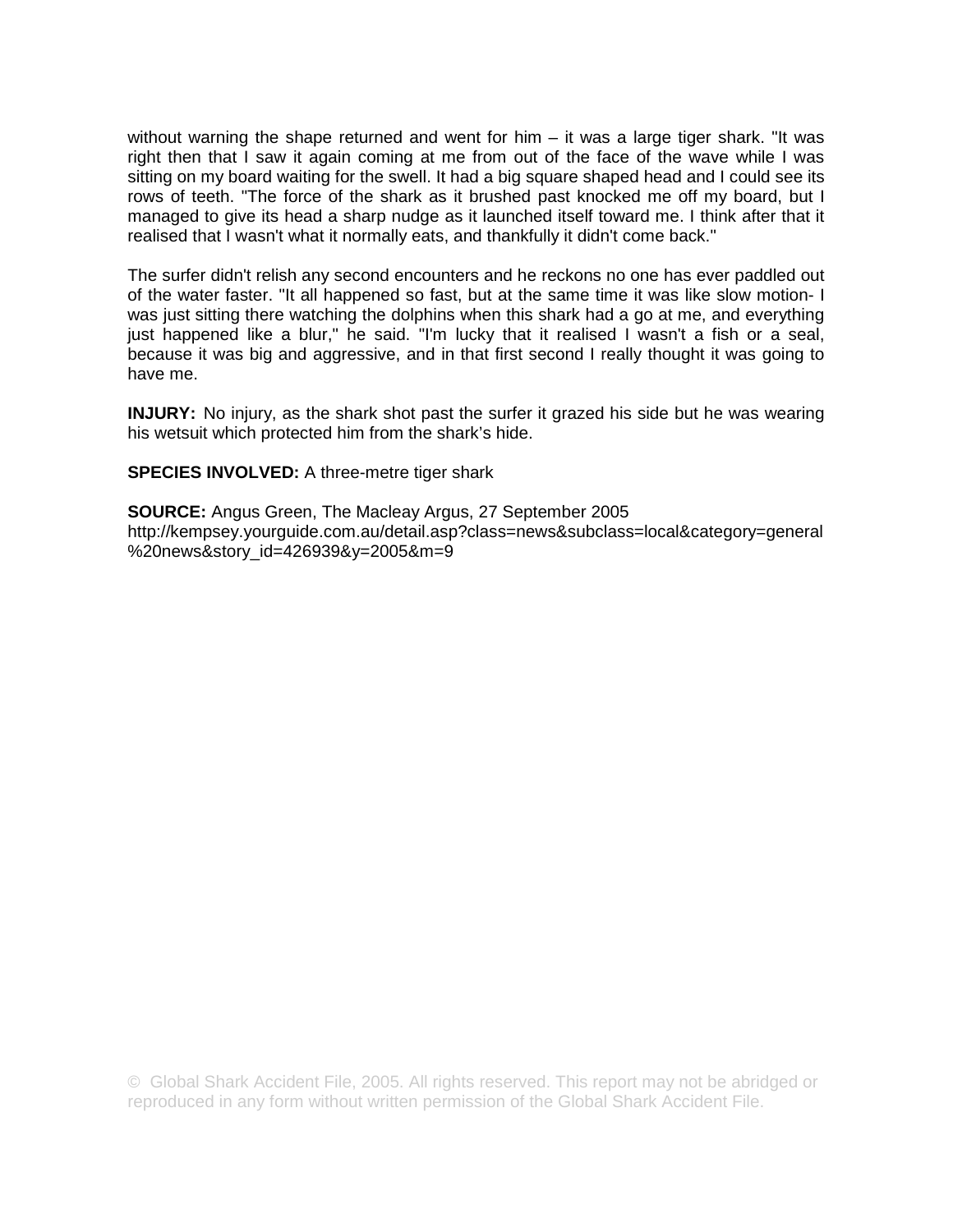without warning the shape returned and went for him – it was a large tiger shark. "It was right then that I saw it again coming at me from out of the face of the wave while I was sitting on my board waiting for the swell. It had a big square shaped head and I could see its rows of teeth. "The force of the shark as it brushed past knocked me off my board, but I managed to give its head a sharp nudge as it launched itself toward me. I think after that it realised that I wasn't what it normally eats, and thankfully it didn't come back."

The surfer didn't relish any second encounters and he reckons no one has ever paddled out of the water faster. "It all happened so fast, but at the same time it was like slow motion- I was just sitting there watching the dolphins when this shark had a go at me, and everything just happened like a blur," he said. "I'm lucky that it realised I wasn't a fish or a seal, because it was big and aggressive, and in that first second I really thought it was going to have me.

**INJURY:** No injury, as the shark shot past the surfer it grazed his side but he was wearing his wetsuit which protected him from the shark's hide.

**SPECIES INVOLVED:** A three-metre tiger shark

**SOURCE:** Angus Green, The Macleay Argus, 27 September 2005
http://kempsey.yourguide.com.au/detail.asp?class=news&subclass=local&category=general%20news&story_id=426939&y=2005&m=9

© Global Shark Accident File, 2005. All rights reserved. This report may not be abridged or reproduced in any form without written permission of the Global Shark Accident File.